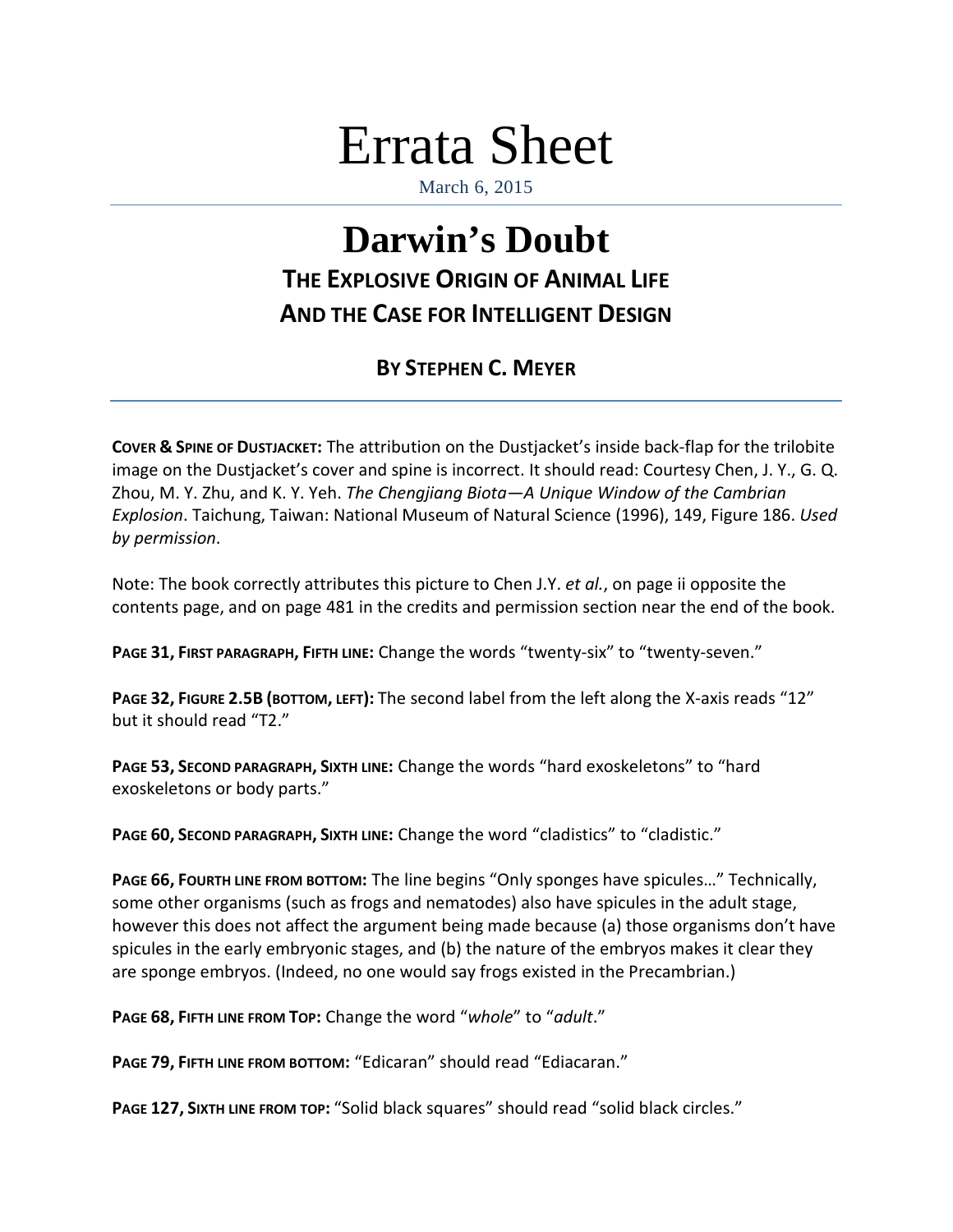# Errata Sheet

March 6, 2015

# Darwin's Doubt

## The Explosive Origin of Animal Life and the Case for Intelligent Design

### By Stephen C. Meyer

**Cover & Spine of Dustjacket:** The attribution on the Dustjacket's inside back-flap for the trilobite image on the Dustjacket's cover and spine is incorrect. It should read: Courtesy Chen, J. Y., G. Q. Zhou, M. Y. Zhu, and K. Y. Yeh. *The Chengjiang Biota—A Unique Window of the Cambrian Explosion*. Taichung, Taiwan: National Museum of Natural Science (1996), 149, Figure 186. *Used by permission*.

Note: The book correctly attributes this picture to Chen J.Y. *et al.*, on page ii opposite the contents page, and on page 481 in the credits and permission section near the end of the book.

**Page 31, First paragraph, Fifth line:** Change the words "twenty-six" to "twenty-seven."

**Page 32, Figure 2.5B (bottom, left):** The second label from the left along the X-axis reads "12" but it should read "T2."

**Page 53, Second paragraph, Sixth line:** Change the words "hard exoskeletons" to "hard exoskeletons or body parts."

**Page 60, Second paragraph, Sixth line:** Change the word "cladistics" to "cladistic."

**Page 66, Fourth line from bottom:** The line begins "Only sponges have spicules…" Technically, some other organisms (such as frogs and nematodes) also have spicules in the adult stage, however this does not affect the argument being made because (a) those organisms don't have spicules in the early embryonic stages, and (b) the nature of the embryos makes it clear they are sponge embryos. (Indeed, no one would say frogs existed in the Precambrian.)

**Page 68, Fifth line from Top:** Change the word "*whole*" to "*adult*."

**Page 79, Fifth line from bottom:** "Edicaran" should read "Ediacaran."

**Page 127, Sixth line from top:** "Solid black squares" should read "solid black circles."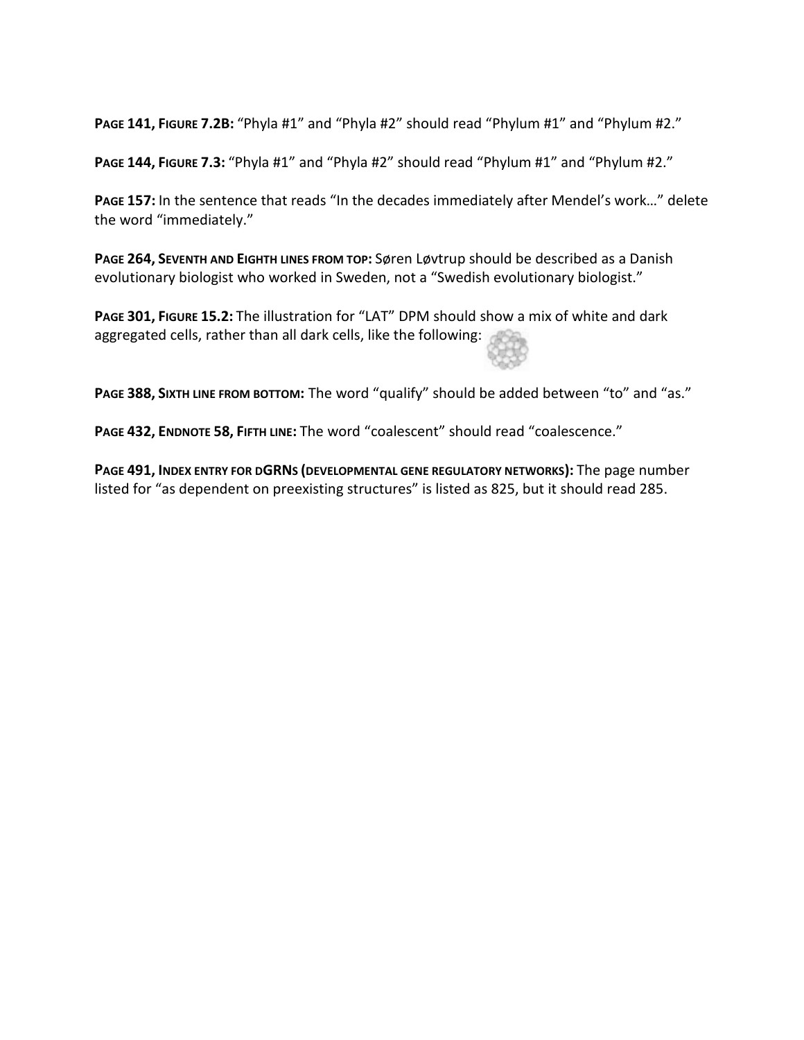**Page 141, Figure 7.2B:** "Phyla #1" and "Phyla #2" should read "Phylum #1" and "Phylum #2."

**Page 144, Figure 7.3:** "Phyla #1" and "Phyla #2" should read "Phylum #1" and "Phylum #2."

**Page 157:** In the sentence that reads "In the decades immediately after Mendel's work…" delete the word "immediately."

**Page 264, Seventh and Eighth lines from top:** Søren Løvtrup should be described as a Danish evolutionary biologist who worked in Sweden, not a "Swedish evolutionary biologist."

**Page 301, Figure 15.2:** The illustration for "LAT" DPM should show a mix of white and dark aggregated cells, rather than all dark cells, like the following:

**Page 388, Sixth line from bottom:** The word "qualify" should be added between "to" and "as."

**Page 432, Endnote 58, Fifth line:** The word "coalescent" should read "coalescence."

**Page 491, Index entry for dGRNs (developmental gene regulatory networks):** The page number listed for "as dependent on preexisting structures" is listed as 825, but it should read 285.